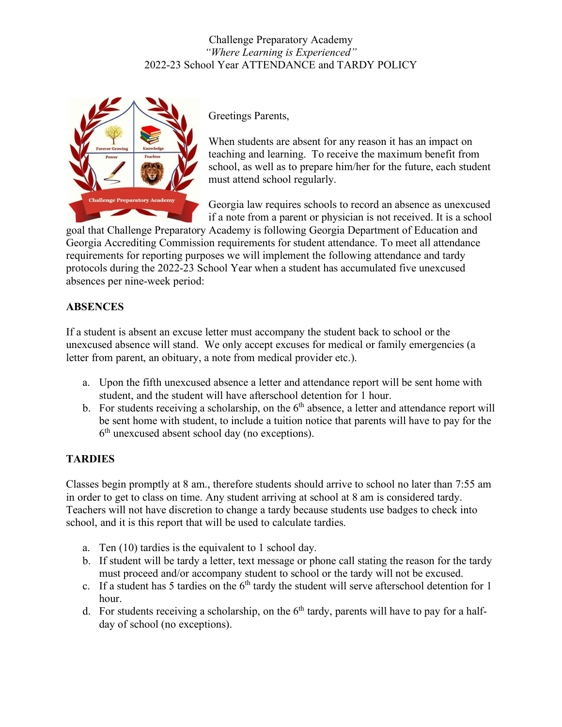Challenge Preparatory Academy

*"Where Learning is Experienced"*

2022-23 School Year ATTENDANCE and TARDY POLICY

Greetings Parents,

When students are absent for any reason it has an impact on teaching and learning. To receive the maximum benefit from school, as well as to prepare him/her for the future, each student must attend school regularly.

Georgia law requires schools to record an absence as unexcused if a note from a parent or physician is not received. It is a school goal that Challenge Preparatory Academy is following Georgia Department of Education and Georgia Accrediting Commission requirements for student attendance. To meet all attendance requirements for reporting purposes we will implement the following attendance and tardy protocols during the 2022-23 School Year when a student has accumulated five unexcused absences per nine-week period:

**ABSENCES**

If a student is absent an excuse letter must accompany the student back to school or the unexcused absence will stand. We only accept excuses for medical or family emergencies (a letter from parent, an obituary, a note from medical provider etc.).

a. Upon the fifth unexcused absence a letter and attendance report will be sent home with student, and the student will have afterschool detention for 1 hour.
b. For students receiving a scholarship, on the 6th absence, a letter and attendance report will be sent home with student, to include a tuition notice that parents will have to pay for the 6th unexcused absent school day (no exceptions).

**TARDIES**

Classes begin promptly at 8 am., therefore students should arrive to school no later than 7:55 am in order to get to class on time. Any student arriving at school at 8 am is considered tardy. Teachers will not have discretion to change a tardy because students use badges to check into school, and it is this report that will be used to calculate tardies.

a. Ten (10) tardies is the equivalent to 1 school day.
b. If student will be tardy a letter, text message or phone call stating the reason for the tardy must proceed and/or accompany student to school or the tardy will not be excused.
c. If a student has 5 tardies on the 6th tardy the student will serve afterschool detention for 1 hour.
d. For students receiving a scholarship, on the 6th tardy, parents will have to pay for a half-day of school (no exceptions).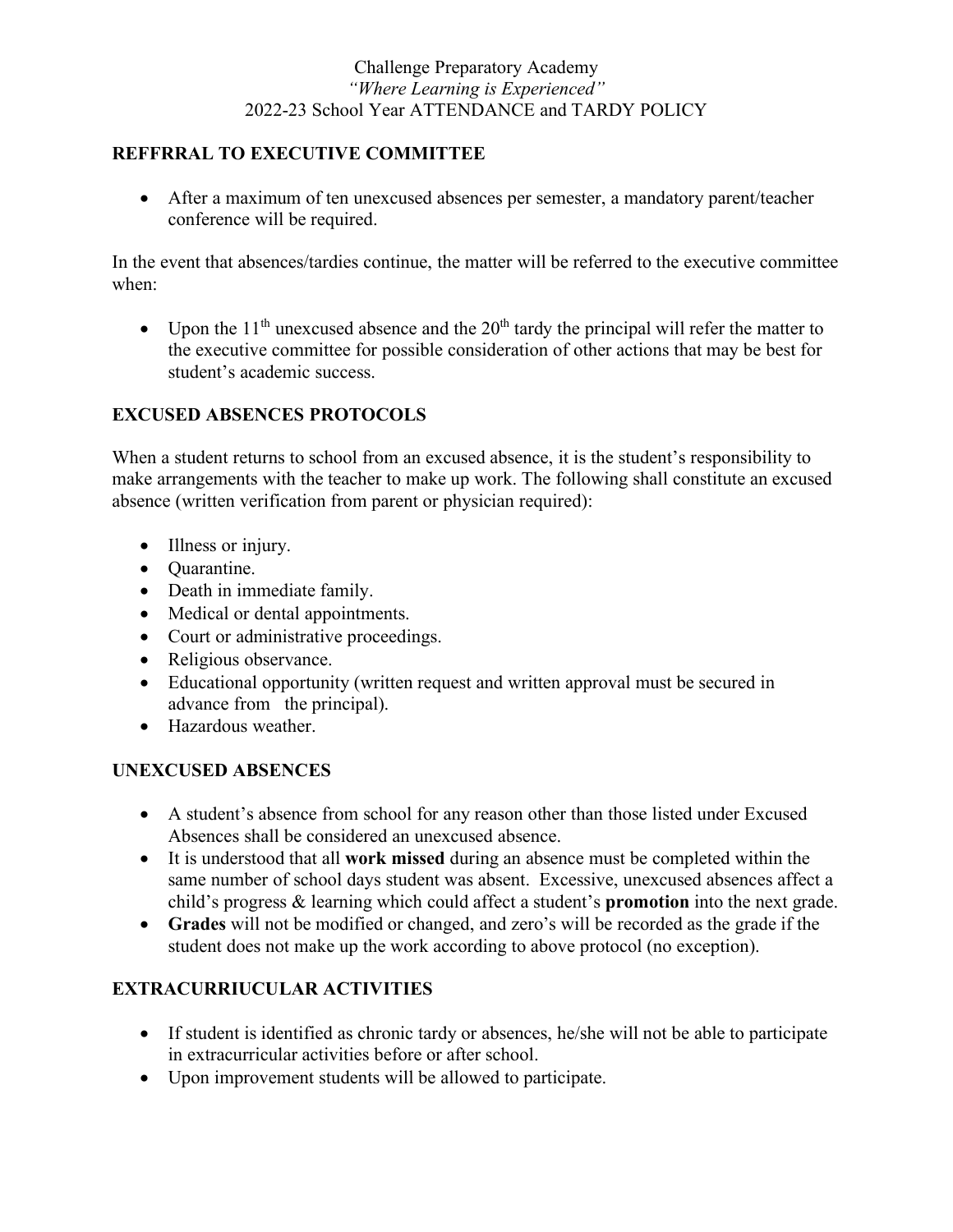Challenge Preparatory Academy

*"Where Learning is Experienced"*

2022-23 School Year ATTENDANCE and TARDY POLICY

## REFFRAL TO EXECUTIVE COMMITTEE

- After a maximum of ten unexcused absences per semester, a mandatory parent/teacher conference will be required.

In the event that absences/tardies continue, the matter will be referred to the executive committee when:

- Upon the 11th unexcused absence and the 20th tardy the principal will refer the matter to the executive committee for possible consideration of other actions that may be best for student's academic success.

## EXCUSED ABSENCES PROTOCOLS

When a student returns to school from an excused absence, it is the student's responsibility to make arrangements with the teacher to make up work. The following shall constitute an excused absence (written verification from parent or physician required):

- Illness or injury.
- Quarantine.
- Death in immediate family.
- Medical or dental appointments.
- Court or administrative proceedings.
- Religious observance.
- Educational opportunity (written request and written approval must be secured in advance from the principal).
- Hazardous weather.

## UNEXCUSED ABSENCES

- A student's absence from school for any reason other than those listed under Excused Absences shall be considered an unexcused absence.
- It is understood that all **work missed** during an absence must be completed within the same number of school days student was absent. Excessive, unexcused absences affect a child's progress & learning which could affect a student's **promotion** into the next grade.
- **Grades** will not be modified or changed, and zero's will be recorded as the grade if the student does not make up the work according to above protocol (no exception).

## EXTRACURRIUCULAR ACTIVITIES

- If student is identified as chronic tardy or absences, he/she will not be able to participate in extracurricular activities before or after school.
- Upon improvement students will be allowed to participate.